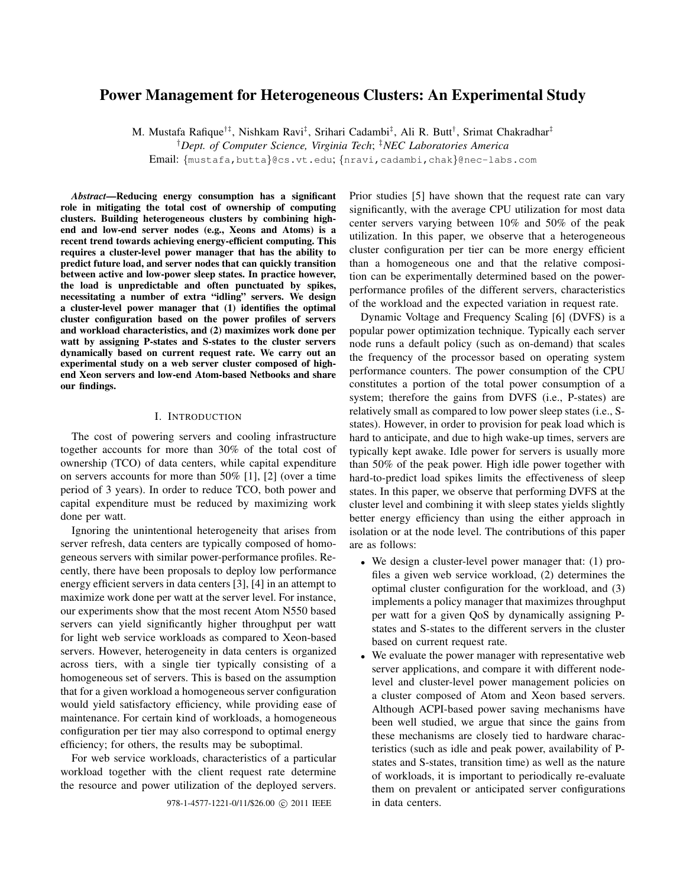# Power Management for Heterogeneous Clusters: An Experimental Study

M. Mustafa Rafique[†‡], Nishkam Ravi[‡], Srihari Cadambi[‡], Ali R. Butt[†], Srimat Chakradhar[‡]

[†]*Dept. of Computer Science, Virginia Tech*; [‡]*NEC Laboratories America*

Email: {mustafa,butta}@cs.vt.edu; {nravi,cadambi,chak}@nec-labs.com

***Abstract*—Reducing energy consumption has a significant role in mitigating the total cost of ownership of computing clusters. Building heterogeneous clusters by combining high-end and low-end server nodes (e.g., Xeons and Atoms) is a recent trend towards achieving energy-efficient computing. This requires a cluster-level power manager that has the ability to predict future load, and server nodes that can quickly transition between active and low-power sleep states. In practice however, the load is unpredictable and often punctuated by spikes, necessitating a number of extra "idling" servers. We design a cluster-level power manager that (1) identifies the optimal cluster configuration based on the power profiles of servers and workload characteristics, and (2) maximizes work done per watt by assigning P-states and S-states to the cluster servers dynamically based on current request rate. We carry out an experimental study on a web server cluster composed of high-end Xeon servers and low-end Atom-based Netbooks and share our findings.**

## I. Introduction

The cost of powering servers and cooling infrastructure together accounts for more than 30% of the total cost of ownership (TCO) of data centers, while capital expenditure on servers accounts for more than 50% [1], [2] (over a time period of 3 years). In order to reduce TCO, both power and capital expenditure must be reduced by maximizing work done per watt.

Ignoring the unintentional heterogeneity that arises from server refresh, data centers are typically composed of homogeneous servers with similar power-performance profiles. Recently, there have been proposals to deploy low performance energy efficient servers in data centers [3], [4] in an attempt to maximize work done per watt at the server level. For instance, our experiments show that the most recent Atom N550 based servers can yield significantly higher throughput per watt for light web service workloads as compared to Xeon-based servers. However, heterogeneity in data centers is organized across tiers, with a single tier typically consisting of a homogeneous set of servers. This is based on the assumption that for a given workload a homogeneous server configuration would yield satisfactory efficiency, while providing ease of maintenance. For certain kind of workloads, a homogeneous configuration per tier may also correspond to optimal energy efficiency; for others, the results may be suboptimal.

For web service workloads, characteristics of a particular workload together with the client request rate determine the resource and power utilization of the deployed servers. Prior studies [5] have shown that the request rate can vary significantly, with the average CPU utilization for most data center servers varying between 10% and 50% of the peak utilization. In this paper, we observe that a heterogeneous cluster configuration per tier can be more energy efficient than a homogeneous one and that the relative composition can be experimentally determined based on the power-performance profiles of the different servers, characteristics of the workload and the expected variation in request rate.

Dynamic Voltage and Frequency Scaling [6] (DVFS) is a popular power optimization technique. Typically each server node runs a default policy (such as on-demand) that scales the frequency of the processor based on operating system performance counters. The power consumption of the CPU constitutes a portion of the total power consumption of a system; therefore the gains from DVFS (i.e., P-states) are relatively small as compared to low power sleep states (i.e., S-states). However, in order to provision for peak load which is hard to anticipate, and due to high wake-up times, servers are typically kept awake. Idle power for servers is usually more than 50% of the peak power. High idle power together with hard-to-predict load spikes limits the effectiveness of sleep states. In this paper, we observe that performing DVFS at the cluster level and combining it with sleep states yields slightly better energy efficiency than using the either approach in isolation or at the node level. The contributions of this paper are as follows:

- We design a cluster-level power manager that: (1) profiles a given web service workload, (2) determines the optimal cluster configuration for the workload, and (3) implements a policy manager that maximizes throughput per watt for a given QoS by dynamically assigning P-states and S-states to the different servers in the cluster based on current request rate.
- We evaluate the power manager with representative web server applications, and compare it with different node-level and cluster-level power management policies on a cluster composed of Atom and Xeon based servers. Although ACPI-based power saving mechanisms have been well studied, we argue that since the gains from these mechanisms are closely tied to hardware characteristics (such as idle and peak power, availability of P-states and S-states, transition time) as well as the nature of workloads, it is important to periodically re-evaluate them on prevalent or anticipated server configurations in data centers.

978-1-4577-1221-0/11/$26.00 © 2011 IEEE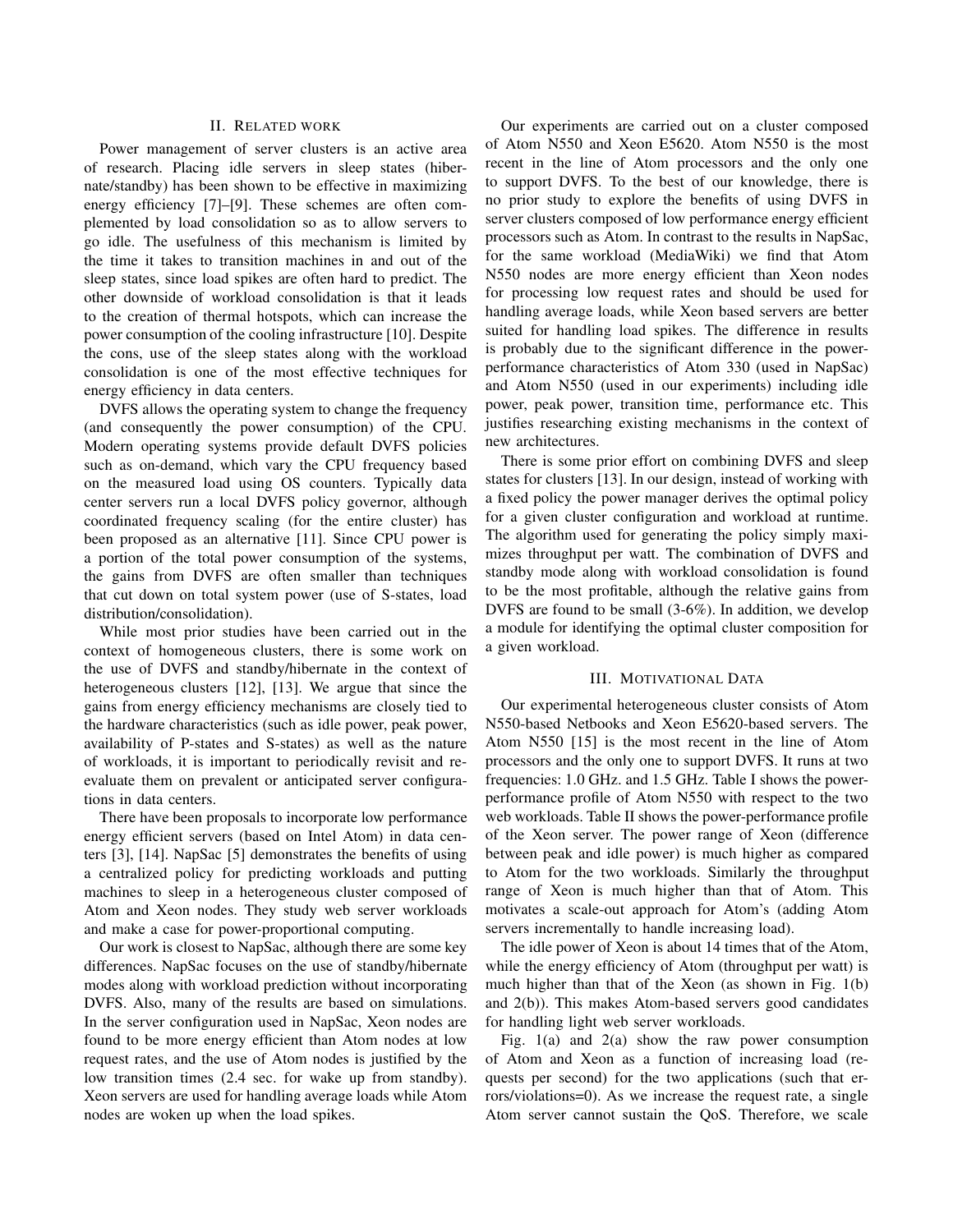## II. Related work

Power management of server clusters is an active area of research. Placing idle servers in sleep states (hibernate/standby) has been shown to be effective in maximizing energy efficiency [7]–[9]. These schemes are often complemented by load consolidation so as to allow servers to go idle. The usefulness of this mechanism is limited by the time it takes to transition machines in and out of the sleep states, since load spikes are often hard to predict. The other downside of workload consolidation is that it leads to the creation of thermal hotspots, which can increase the power consumption of the cooling infrastructure [10]. Despite the cons, use of the sleep states along with the workload consolidation is one of the most effective techniques for energy efficiency in data centers.

DVFS allows the operating system to change the frequency (and consequently the power consumption) of the CPU. Modern operating systems provide default DVFS policies such as on-demand, which vary the CPU frequency based on the measured load using OS counters. Typically data center servers run a local DVFS policy governor, although coordinated frequency scaling (for the entire cluster) has been proposed as an alternative [11]. Since CPU power is a portion of the total power consumption of the systems, the gains from DVFS are often smaller than techniques that cut down on total system power (use of S-states, load distribution/consolidation).

While most prior studies have been carried out in the context of homogeneous clusters, there is some work on the use of DVFS and standby/hibernate in the context of heterogeneous clusters [12], [13]. We argue that since the gains from energy efficiency mechanisms are closely tied to the hardware characteristics (such as idle power, peak power, availability of P-states and S-states) as well as the nature of workloads, it is important to periodically revisit and re-evaluate them on prevalent or anticipated server configurations in data centers.

There have been proposals to incorporate low performance energy efficient servers (based on Intel Atom) in data centers [3], [14]. NapSac [5] demonstrates the benefits of using a centralized policy for predicting workloads and putting machines to sleep in a heterogeneous cluster composed of Atom and Xeon nodes. They study web server workloads and make a case for power-proportional computing.

Our work is closest to NapSac, although there are some key differences. NapSac focuses on the use of standby/hibernate modes along with workload prediction without incorporating DVFS. Also, many of the results are based on simulations. In the server configuration used in NapSac, Xeon nodes are found to be more energy efficient than Atom nodes at low request rates, and the use of Atom nodes is justified by the low transition times (2.4 sec. for wake up from standby). Xeon servers are used for handling average loads while Atom nodes are woken up when the load spikes.

Our experiments are carried out on a cluster composed of Atom N550 and Xeon E5620. Atom N550 is the most recent in the line of Atom processors and the only one to support DVFS. To the best of our knowledge, there is no prior study to explore the benefits of using DVFS in server clusters composed of low performance energy efficient processors such as Atom. In contrast to the results in NapSac, for the same workload (MediaWiki) we find that Atom N550 nodes are more energy efficient than Xeon nodes for processing low request rates and should be used for handling average loads, while Xeon based servers are better suited for handling load spikes. The difference in results is probably due to the significant difference in the power-performance characteristics of Atom 330 (used in NapSac) and Atom N550 (used in our experiments) including idle power, peak power, transition time, performance etc. This justifies researching existing mechanisms in the context of new architectures.

There is some prior effort on combining DVFS and sleep states for clusters [13]. In our design, instead of working with a fixed policy the power manager derives the optimal policy for a given cluster configuration and workload at runtime. The algorithm used for generating the policy simply maximizes throughput per watt. The combination of DVFS and standby mode along with workload consolidation is found to be the most profitable, although the relative gains from DVFS are found to be small (3-6%). In addition, we develop a module for identifying the optimal cluster composition for a given workload.

## III. Motivational Data

Our experimental heterogeneous cluster consists of Atom N550-based Netbooks and Xeon E5620-based servers. The Atom N550 [15] is the most recent in the line of Atom processors and the only one to support DVFS. It runs at two frequencies: 1.0 GHz. and 1.5 GHz. Table I shows the power-performance profile of Atom N550 with respect to the two web workloads. Table II shows the power-performance profile of the Xeon server. The power range of Xeon (difference between peak and idle power) is much higher as compared to Atom for the two workloads. Similarly the throughput range of Xeon is much higher than that of Atom. This motivates a scale-out approach for Atom's (adding Atom servers incrementally to handle increasing load).

The idle power of Xeon is about 14 times that of the Atom, while the energy efficiency of Atom (throughput per watt) is much higher than that of the Xeon (as shown in Fig. 1(b) and 2(b)). This makes Atom-based servers good candidates for handling light web server workloads.

Fig. 1(a) and 2(a) show the raw power consumption of Atom and Xeon as a function of increasing load (requests per second) for the two applications (such that errors/violations=0). As we increase the request rate, a single Atom server cannot sustain the QoS. Therefore, we scale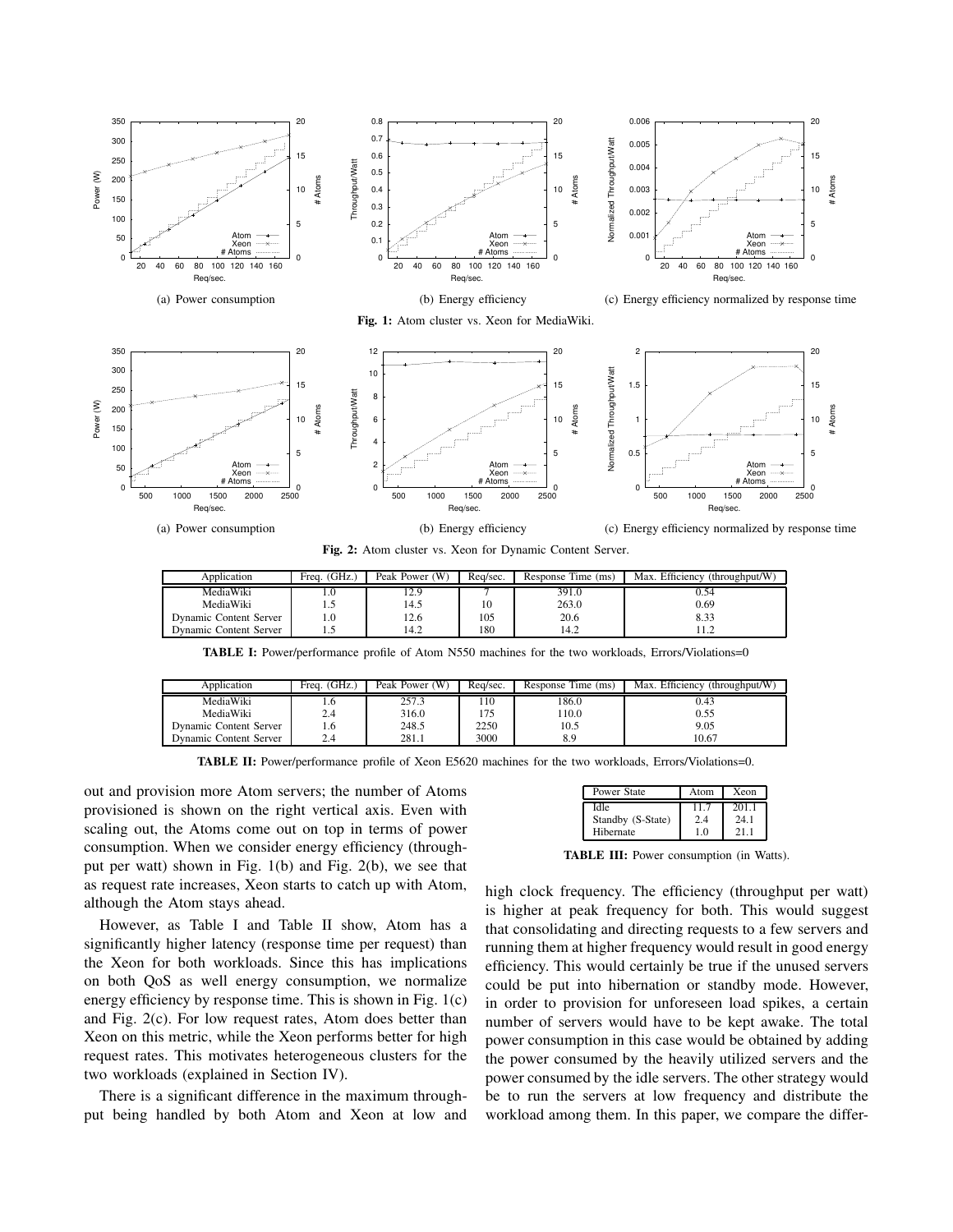(a) Power consumption

(b) Energy efficiency

(c) Energy efficiency normalized by response time

**Fig. 1:** Atom cluster vs. Xeon for MediaWiki.

(a) Power consumption

(b) Energy efficiency

(c) Energy efficiency normalized by response time

**Fig. 2:** Atom cluster vs. Xeon for Dynamic Content Server.

| Application | Freq. (GHz.) | Peak Power (W) | Req/sec. | Response Time (ms) | Max. Efficiency (throughput/W) |
|---|---|---|---|---|---|
| MediaWiki | 1.0 | 12.9 | 7 | 391.0 | 0.54 |
| MediaWiki | 1.5 | 14.5 | 10 | 263.0 | 0.69 |
| Dynamic Content Server | 1.0 | 12.6 | 105 | 20.6 | 8.33 |
| Dynamic Content Server | 1.5 | 14.2 | 180 | 14.2 | 11.2 |

**TABLE I:** Power/performance profile of Atom N550 machines for the two workloads, Errors/Violations=0

| Application | Freq. (GHz.) | Peak Power (W) | Req/sec. | Response Time (ms) | Max. Efficiency (throughput/W) |
|---|---|---|---|---|---|
| MediaWiki | 1.6 | 257.3 | 110 | 186.0 | 0.43 |
| MediaWiki | 2.4 | 316.0 | 175 | 110.0 | 0.55 |
| Dynamic Content Server | 1.6 | 248.5 | 2250 | 10.5 | 9.05 |
| Dynamic Content Server | 2.4 | 281.1 | 3000 | 8.9 | 10.67 |

**TABLE II:** Power/performance profile of Xeon E5620 machines for the two workloads, Errors/Violations=0.

out and provision more Atom servers; the number of Atoms provisioned is shown on the right vertical axis. Even with scaling out, the Atoms come out on top in terms of power consumption. When we consider energy efficiency (throughput per watt) shown in Fig. 1(b) and Fig. 2(b), we see that as request rate increases, Xeon starts to catch up with Atom, although the Atom stays ahead.

However, as Table I and Table II show, Atom has a significantly higher latency (response time per request) than the Xeon for both workloads. Since this has implications on both QoS as well energy consumption, we normalize energy efficiency by response time. This is shown in Fig. 1(c) and Fig. 2(c). For low request rates, Atom does better than Xeon on this metric, while the Xeon performs better for high request rates. This motivates heterogeneous clusters for the two workloads (explained in Section IV).

There is a significant difference in the maximum throughput being handled by both Atom and Xeon at low and high clock frequency. The efficiency (throughput per watt) is higher at peak frequency for both. This would suggest that consolidating and directing requests to a few servers and running them at higher frequency would result in good energy efficiency. This would certainly be true if the unused servers could be put into hibernation or standby mode. However, in order to provision for unforeseen load spikes, a certain number of servers would have to be kept awake. The total power consumption in this case would be obtained by adding the power consumed by the heavily utilized servers and the power consumed by the idle servers. The other strategy would be to run the servers at low frequency and distribute the workload among them. In this paper, we compare the differ-

| Power State | Atom | Xeon |
|---|---|---|
| Idle | 11.7 | 201.1 |
| Standby (S-State) | 2.4 | 24.1 |
| Hibernate | 1.0 | 21.1 |

**TABLE III:** Power consumption (in Watts).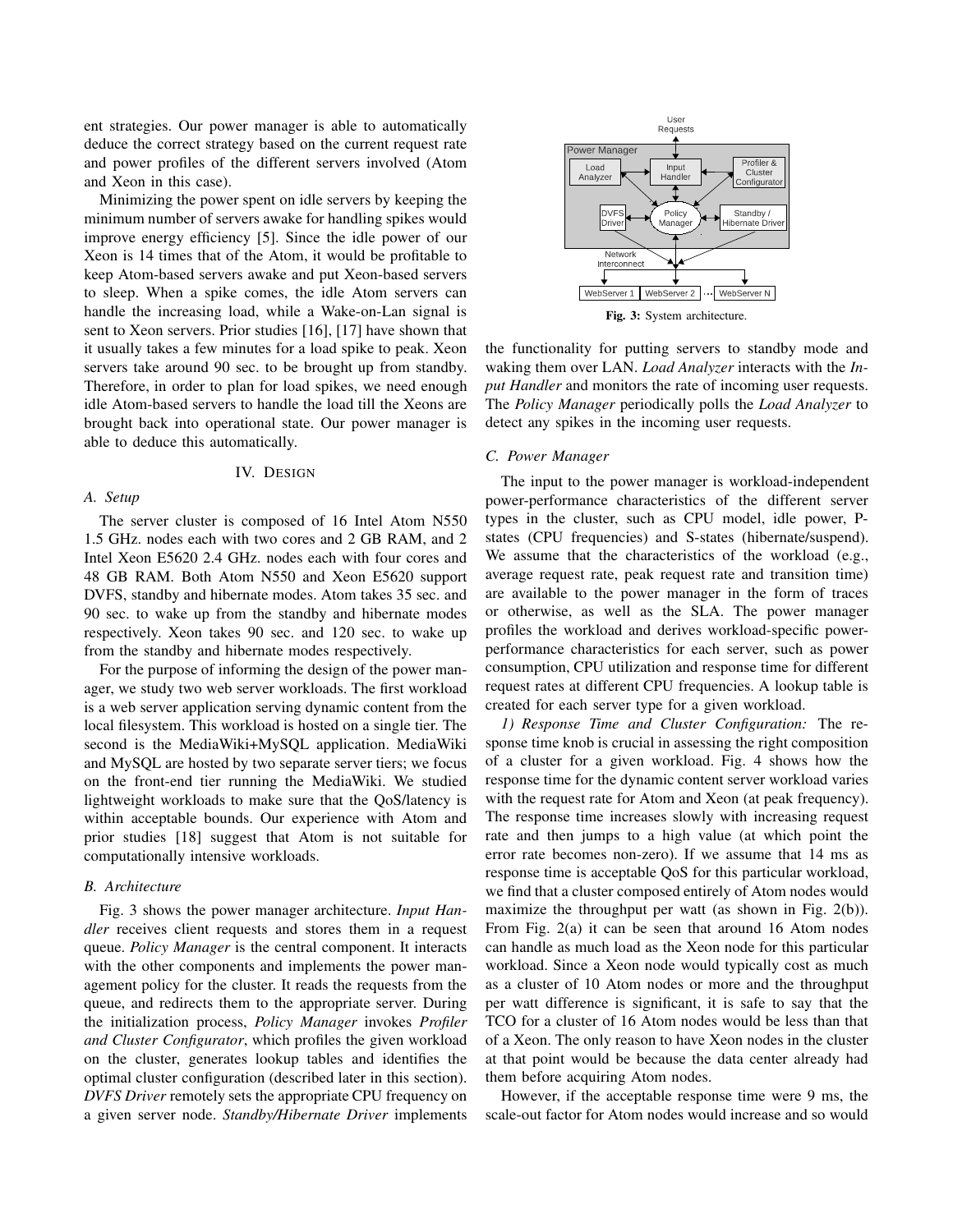ent strategies. Our power manager is able to automatically deduce the correct strategy based on the current request rate and power profiles of the different servers involved (Atom and Xeon in this case).

Minimizing the power spent on idle servers by keeping the minimum number of servers awake for handling spikes would improve energy efficiency [5]. Since the idle power of our Xeon is 14 times that of the Atom, it would be profitable to keep Atom-based servers awake and put Xeon-based servers to sleep. When a spike comes, the idle Atom servers can handle the increasing load, while a Wake-on-Lan signal is sent to Xeon servers. Prior studies [16], [17] have shown that it usually takes a few minutes for a load spike to peak. Xeon servers take around 90 sec. to be brought up from standby. Therefore, in order to plan for load spikes, we need enough idle Atom-based servers to handle the load till the Xeons are brought back into operational state. Our power manager is able to deduce this automatically.

## IV. Design

### A. Setup

The server cluster is composed of 16 Intel Atom N550 1.5 GHz. nodes each with two cores and 2 GB RAM, and 2 Intel Xeon E5620 2.4 GHz. nodes each with four cores and 48 GB RAM. Both Atom N550 and Xeon E5620 support DVFS, standby and hibernate modes. Atom takes 35 sec. and 90 sec. to wake up from the standby and hibernate modes respectively. Xeon takes 90 sec. and 120 sec. to wake up from the standby and hibernate modes respectively.

For the purpose of informing the design of the power manager, we study two web server workloads. The first workload is a web server application serving dynamic content from the local filesystem. This workload is hosted on a single tier. The second is the MediaWiki+MySQL application. MediaWiki and MySQL are hosted by two separate server tiers; we focus on the front-end tier running the MediaWiki. We studied lightweight workloads to make sure that the QoS/latency is within acceptable bounds. Our experience with Atom and prior studies [18] suggest that Atom is not suitable for computationally intensive workloads.

### B. Architecture

Fig. 3 shows the power manager architecture. *Input Handler* receives client requests and stores them in a request queue. *Policy Manager* is the central component. It interacts with the other components and implements the power management policy for the cluster. It reads the requests from the queue, and redirects them to the appropriate server. During the initialization process, *Policy Manager* invokes *Profiler and Cluster Configurator*, which profiles the given workload on the cluster, generates lookup tables and identifies the optimal cluster configuration (described later in this section). *DVFS Driver* remotely sets the appropriate CPU frequency on a given server node. *Standby/Hibernate Driver* implements the functionality for putting servers to standby mode and waking them over LAN. *Load Analyzer* interacts with the *Input Handler* and monitors the rate of incoming user requests. The *Policy Manager* periodically polls the *Load Analyzer* to detect any spikes in the incoming user requests.

**Fig. 3:** System architecture.

### C. Power Manager

The input to the power manager is workload-independent power-performance characteristics of the different server types in the cluster, such as CPU model, idle power, P-states (CPU frequencies) and S-states (hibernate/suspend). We assume that the characteristics of the workload (e.g., average request rate, peak request rate and transition time) are available to the power manager in the form of traces or otherwise, as well as the SLA. The power manager profiles the workload and derives workload-specific power-performance characteristics for each server, such as power consumption, CPU utilization and response time for different request rates at different CPU frequencies. A lookup table is created for each server type for a given workload.

*1) Response Time and Cluster Configuration:* The response time knob is crucial in assessing the right composition of a cluster for a given workload. Fig. 4 shows how the response time for the dynamic content server workload varies with the request rate for Atom and Xeon (at peak frequency). The response time increases slowly with increasing request rate and then jumps to a high value (at which point the error rate becomes non-zero). If we assume that 14 ms as response time is acceptable QoS for this particular workload, we find that a cluster composed entirely of Atom nodes would maximize the throughput per watt (as shown in Fig. 2(b)). From Fig. 2(a) it can be seen that around 16 Atom nodes can handle as much load as the Xeon node for this particular workload. Since a Xeon node would typically cost as much as a cluster of 10 Atom nodes or more and the throughput per watt difference is significant, it is safe to say that the TCO for a cluster of 16 Atom nodes would be less than that of a Xeon. The only reason to have Xeon nodes in the cluster at that point would be because the data center already had them before acquiring Atom nodes.

However, if the acceptable response time were 9 ms, the scale-out factor for Atom nodes would increase and so would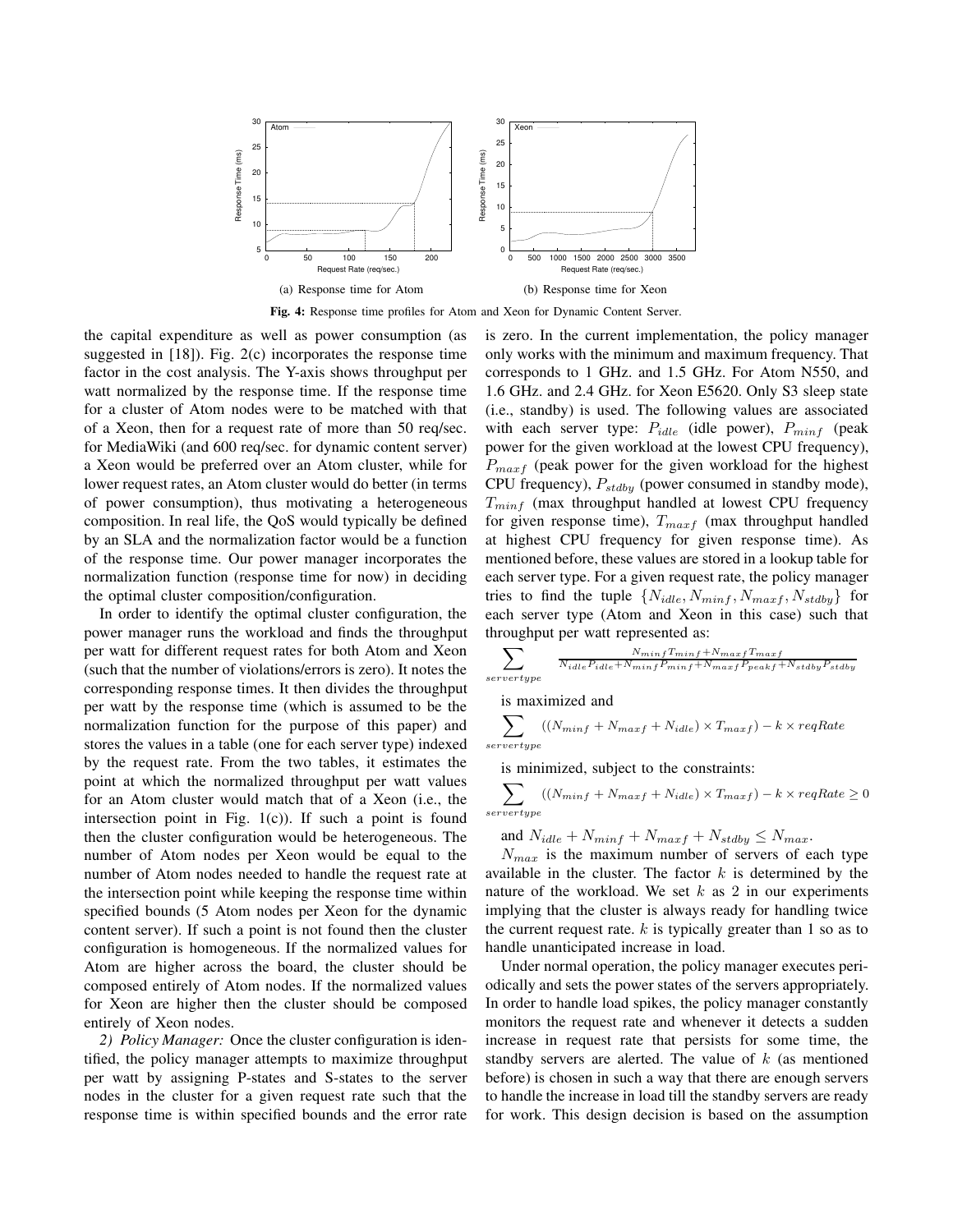(a) Response time for Atom

(b) Response time for Xeon

**Fig. 4:** Response time profiles for Atom and Xeon for Dynamic Content Server.

the capital expenditure as well as power consumption (as suggested in [18]). Fig. 2(c) incorporates the response time factor in the cost analysis. The Y-axis shows throughput per watt normalized by the response time. If the response time for a cluster of Atom nodes were to be matched with that of a Xeon, then for a request rate of more than 50 req/sec. for MediaWiki (and 600 req/sec. for dynamic content server) a Xeon would be preferred over an Atom cluster, while for lower request rates, an Atom cluster would do better (in terms of power consumption), thus motivating a heterogeneous composition. In real life, the QoS would typically be defined by an SLA and the normalization factor would be a function of the response time. Our power manager incorporates the normalization function (response time for now) in deciding the optimal cluster composition/configuration.

In order to identify the optimal cluster configuration, the power manager runs the workload and finds the throughput per watt for different request rates for both Atom and Xeon (such that the number of violations/errors is zero). It notes the corresponding response times. It then divides the throughput per watt by the response time (which is assumed to be the normalization function for the purpose of this paper) and stores the values in a table (one for each server type) indexed by the request rate. From the two tables, it estimates the point at which the normalized throughput per watt values for an Atom cluster would match that of a Xeon (i.e., the intersection point in Fig. 1(c)). If such a point is found then the cluster configuration would be heterogeneous. The number of Atom nodes per Xeon would be equal to the number of Atom nodes needed to handle the request rate at the intersection point while keeping the response time within specified bounds (5 Atom nodes per Xeon for the dynamic content server). If such a point is not found then the cluster configuration is homogeneous. If the normalized values for Atom are higher across the board, the cluster should be composed entirely of Atom nodes. If the normalized values for Xeon are higher then the cluster should be composed entirely of Xeon nodes.

*2) Policy Manager:* Once the cluster configuration is identified, the policy manager attempts to maximize throughput per watt by assigning P-states and S-states to the server nodes in the cluster for a given request rate such that the response time is within specified bounds and the error rate is zero. In the current implementation, the policy manager only works with the minimum and maximum frequency. That corresponds to 1 GHz. and 1.5 GHz. For Atom N550, and 1.6 GHz. and 2.4 GHz. for Xeon E5620. Only S3 sleep state (i.e., standby) is used. The following values are associated with each server type: $P_{idle}$ (idle power), $P_{minf}$ (peak power for the given workload at the lowest CPU frequency), $P_{maxf}$ (peak power for the given workload for the highest CPU frequency), $P_{stdby}$ (power consumed in standby mode), $T_{minf}$ (max throughput handled at lowest CPU frequency for given response time), $T_{maxf}$ (max throughput handled at highest CPU frequency for given response time). As mentioned before, these values are stored in a lookup table for each server type. For a given request rate, the policy manager tries to find the tuple $\{N_{idle}, N_{minf}, N_{maxf}, N_{stdby}\}$ for each server type (Atom and Xeon in this case) such that throughput per watt represented as:

$$\sum_{servertype} \frac{N_{minf}T_{minf} + N_{maxf}T_{maxf}}{N_{idle}P_{idle} + N_{minf}P_{minf} + N_{maxf}P_{peakf} + N_{stdby}P_{stdby}}$$

is maximized and

$$\sum_{servertype} ((N_{minf} + N_{maxf} + N_{idle}) \times T_{maxf}) - k \times reqRate$$

is minimized, subject to the constraints:

$$\sum_{servertype} ((N_{minf} + N_{maxf} + N_{idle}) \times T_{maxf}) - k \times reqRate \geq 0$$

and $N_{idle} + N_{minf} + N_{maxf} + N_{stdby} \leq N_{max}$.

$N_{max}$ is the maximum number of servers of each type available in the cluster. The factor $k$ is determined by the nature of the workload. We set $k$ as 2 in our experiments implying that the cluster is always ready for handling twice the current request rate. $k$ is typically greater than 1 so as to handle unanticipated increase in load.

Under normal operation, the policy manager executes periodically and sets the power states of the servers appropriately. In order to handle load spikes, the policy manager constantly monitors the request rate and whenever it detects a sudden increase in request rate that persists for some time, the standby servers are alerted. The value of $k$ (as mentioned before) is chosen in such a way that there are enough servers to handle the increase in load till the standby servers are ready for work. This design decision is based on the assumption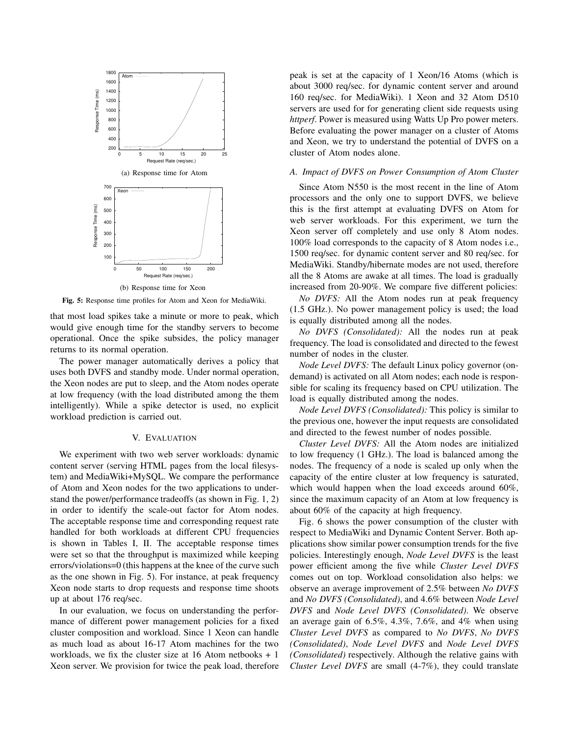(a) Response time for Atom

(b) Response time for Xeon

**Fig. 5:** Response time profiles for Atom and Xeon for MediaWiki.

that most load spikes take a minute or more to peak, which would give enough time for the standby servers to become operational. Once the spike subsides, the policy manager returns to its normal operation.

The power manager automatically derives a policy that uses both DVFS and standby mode. Under normal operation, the Xeon nodes are put to sleep, and the Atom nodes operate at low frequency (with the load distributed among the them intelligently). While a spike detector is used, no explicit workload prediction is carried out.

## V. Evaluation

We experiment with two web server workloads: dynamic content server (serving HTML pages from the local filesystem) and MediaWiki+MySQL. We compare the performance of Atom and Xeon nodes for the two applications to understand the power/performance tradeoffs (as shown in Fig. 1, 2) in order to identify the scale-out factor for Atom nodes. The acceptable response time and corresponding request rate handled for both workloads at different CPU frequencies is shown in Tables I, II. The acceptable response times were set so that the throughput is maximized while keeping errors/violations=0 (this happens at the knee of the curve such as the one shown in Fig. 5). For instance, at peak frequency Xeon node starts to drop requests and response time shoots up at about 176 req/sec.

In our evaluation, we focus on understanding the performance of different power management policies for a fixed cluster composition and workload. Since 1 Xeon can handle as much load as about 16-17 Atom machines for the two workloads, we fix the cluster size at 16 Atom netbooks + 1 Xeon server. We provision for twice the peak load, therefore peak is set at the capacity of 1 Xeon/16 Atoms (which is about 3000 req/sec. for dynamic content server and around 160 req/sec. for MediaWiki). 1 Xeon and 32 Atom D510 servers are used for for generating client side requests using *httperf*. Power is measured using Watts Up Pro power meters. Before evaluating the power manager on a cluster of Atoms and Xeon, we try to understand the potential of DVFS on a cluster of Atom nodes alone.

### *A. Impact of DVFS on Power Consumption of Atom Cluster*

Since Atom N550 is the most recent in the line of Atom processors and the only one to support DVFS, we believe this is the first attempt at evaluating DVFS on Atom for web server workloads. For this experiment, we turn the Xeon server off completely and use only 8 Atom nodes. 100% load corresponds to the capacity of 8 Atom nodes i.e., 1500 req/sec. for dynamic content server and 80 req/sec. for MediaWiki. Standby/hibernate modes are not used, therefore all the 8 Atoms are awake at all times. The load is gradually increased from 20-90%. We compare five different policies:

*No DVFS:* All the Atom nodes run at peak frequency (1.5 GHz.). No power management policy is used; the load is equally distributed among all the nodes.

*No DVFS (Consolidated):* All the nodes run at peak frequency. The load is consolidated and directed to the fewest number of nodes in the cluster.

*Node Level DVFS:* The default Linux policy governor (ondemand) is activated on all Atom nodes; each node is responsible for scaling its frequency based on CPU utilization. The load is equally distributed among the nodes.

*Node Level DVFS (Consolidated):* This policy is similar to the previous one, however the input requests are consolidated and directed to the fewest number of nodes possible.

*Cluster Level DVFS:* All the Atom nodes are initialized to low frequency (1 GHz.). The load is balanced among the nodes. The frequency of a node is scaled up only when the capacity of the entire cluster at low frequency is saturated, which would happen when the load exceeds around 60%, since the maximum capacity of an Atom at low frequency is about 60% of the capacity at high frequency.

Fig. 6 shows the power consumption of the cluster with respect to MediaWiki and Dynamic Content Server. Both applications show similar power consumption trends for the five policies. Interestingly enough, *Node Level DVFS* is the least power efficient among the five while *Cluster Level DVFS* comes out on top. Workload consolidation also helps: we observe an average improvement of 2.5% between *No DVFS* and *No DVFS (Consolidated)*, and 4.6% between *Node Level DVFS* and *Node Level DVFS (Consolidated)*. We observe an average gain of 6.5%, 4.3%, 7.6%, and 4% when using *Cluster Level DVFS* as compared to *No DVFS*, *No DVFS (Consolidated)*, *Node Level DVFS* and *Node Level DVFS (Consolidated)* respectively. Although the relative gains with *Cluster Level DVFS* are small (4-7%), they could translate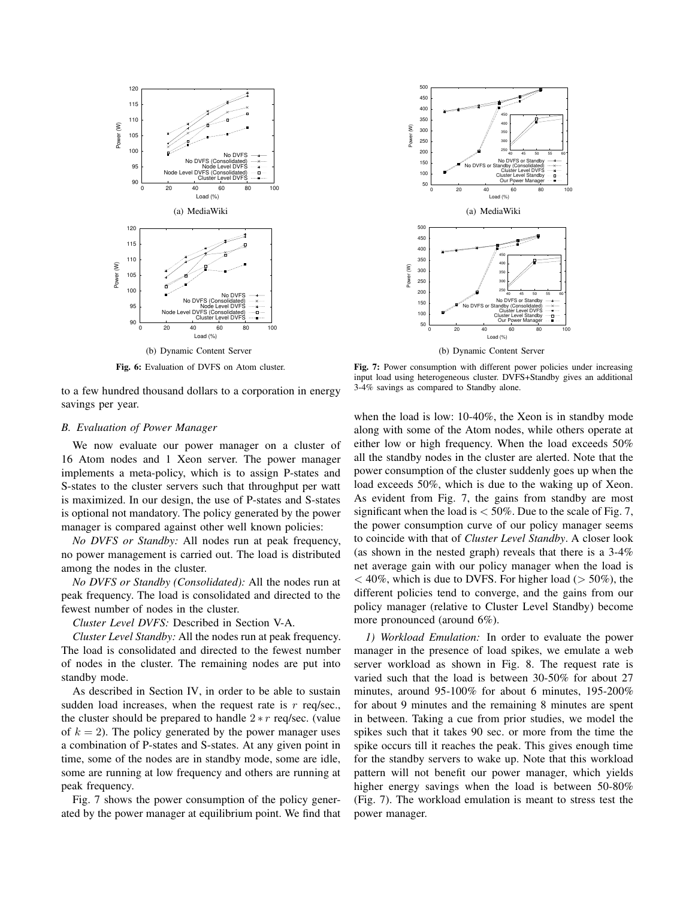(a) MediaWiki

(b) Dynamic Content Server

Fig. 6: Evaluation of DVFS on Atom cluster.

(a) MediaWiki

(b) Dynamic Content Server

Fig. 7: Power consumption with different power policies under increasing input load using heterogeneous cluster. DVFS+Standby gives an additional 3-4% savings as compared to Standby alone.

to a few hundred thousand dollars to a corporation in energy savings per year.

### B. Evaluation of Power Manager

We now evaluate our power manager on a cluster of 16 Atom nodes and 1 Xeon server. The power manager implements a meta-policy, which is to assign P-states and S-states to the cluster servers such that throughput per watt is maximized. In our design, the use of P-states and S-states is optional not mandatory. The policy generated by the power manager is compared against other well known policies:

*No DVFS or Standby:* All nodes run at peak frequency, no power management is carried out. The load is distributed among the nodes in the cluster.

*No DVFS or Standby (Consolidated):* All the nodes run at peak frequency. The load is consolidated and directed to the fewest number of nodes in the cluster.

*Cluster Level DVFS:* Described in Section V-A.

*Cluster Level Standby:* All the nodes run at peak frequency. The load is consolidated and directed to the fewest number of nodes in the cluster. The remaining nodes are put into standby mode.

As described in Section IV, in order to be able to sustain sudden load increases, when the request rate is $r$ req/sec., the cluster should be prepared to handle $2 * r$ req/sec. (value of $k = 2$). The policy generated by the power manager uses a combination of P-states and S-states. At any given point in time, some of the nodes are in standby mode, some are idle, some are running at low frequency and others are running at peak frequency.

Fig. 7 shows the power consumption of the policy generated by the power manager at equilibrium point. We find that when the load is low: 10-40%, the Xeon is in standby mode along with some of the Atom nodes, while others operate at either low or high frequency. When the load exceeds 50% all the standby nodes in the cluster are alerted. Note that the power consumption of the cluster suddenly goes up when the load exceeds 50%, which is due to the waking up of Xeon. As evident from Fig. 7, the gains from standby are most significant when the load is $< 50\%$. Due to the scale of Fig. 7, the power consumption curve of our policy manager seems to coincide with that of *Cluster Level Standby*. A closer look (as shown in the nested graph) reveals that there is a 3-4% net average gain with our policy manager when the load is $< 40\%$, which is due to DVFS. For higher load ($> 50\%$), the different policies tend to converge, and the gains from our policy manager (relative to Cluster Level Standby) become more pronounced (around 6%).

*1) Workload Emulation:* In order to evaluate the power manager in the presence of load spikes, we emulate a web server workload as shown in Fig. 8. The request rate is varied such that the load is between 30-50% for about 27 minutes, around 95-100% for about 6 minutes, 195-200% for about 9 minutes and the remaining 8 minutes are spent in between. Taking a cue from prior studies, we model the spikes such that it takes 90 sec. or more from the time the spike occurs till it reaches the peak. This gives enough time for the standby servers to wake up. Note that this workload pattern will not benefit our power manager, which yields higher energy savings when the load is between 50-80% (Fig. 7). The workload emulation is meant to stress test the power manager.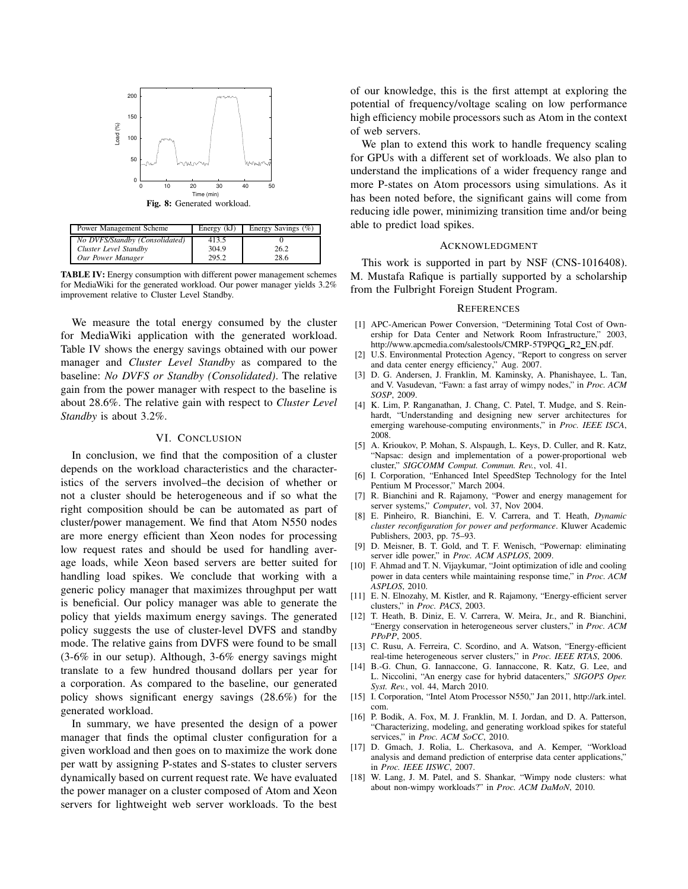200
150
100
50
0
Load (%)
0 10 20 30 40 50
Time (min)

**Fig. 8:** Generated workload.

| Power Management Scheme | Energy (kJ) | Energy Savings (%) |
|---|---|---|
| *No DVFS/Standby (Consolidated)* | 413.5 | 0 |
| *Cluster Level Standby* | 304.9 | 26.2 |
| *Our Power Manager* | 295.2 | 28.6 |

**TABLE IV:** Energy consumption with different power management schemes for MediaWiki for the generated workload. Our power manager yields 3.2% improvement relative to Cluster Level Standby.

We measure the total energy consumed by the cluster for MediaWiki application with the generated workload. Table IV shows the energy savings obtained with our power manager and *Cluster Level Standby* as compared to the baseline: *No DVFS or Standby (Consolidated)*. The relative gain from the power manager with respect to the baseline is about 28.6%. The relative gain with respect to *Cluster Level Standby* is about 3.2%.

## VI. Conclusion

In conclusion, we find that the composition of a cluster depends on the workload characteristics and the characteristics of the servers involved–the decision of whether or not a cluster should be heterogeneous and if so what the right composition should be can be automated as part of cluster/power management. We find that Atom N550 nodes are more energy efficient than Xeon nodes for processing low request rates and should be used for handling average loads, while Xeon based servers are better suited for handling load spikes. We conclude that working with a generic policy manager that maximizes throughput per watt is beneficial. Our policy manager was able to generate the policy that yields maximum energy savings. The generated policy suggests the use of cluster-level DVFS and standby mode. The relative gains from DVFS were found to be small (3-6% in our setup). Although, 3-6% energy savings might translate to a few hundred thousand dollars per year for a corporation. As compared to the baseline, our generated policy shows significant energy savings (28.6%) for the generated workload.

In summary, we have presented the design of a power manager that finds the optimal cluster configuration for a given workload and then goes on to maximize the work done per watt by assigning P-states and S-states to cluster servers dynamically based on current request rate. We have evaluated the power manager on a cluster composed of Atom and Xeon servers for lightweight web server workloads. To the best of our knowledge, this is the first attempt at exploring the potential of frequency/voltage scaling on low performance high efficiency mobile processors such as Atom in the context of web servers.

We plan to extend this work to handle frequency scaling for GPUs with a different set of workloads. We also plan to understand the implications of a wider frequency range and more P-states on Atom processors using simulations. As it has been noted before, the significant gains will come from reducing idle power, minimizing transition time and/or being able to predict load spikes.

## Acknowledgment

This work is supported in part by NSF (CNS-1016408). M. Mustafa Rafique is partially supported by a scholarship from the Fulbright Foreign Student Program.

## References

[1] APC-American Power Conversion, "Determining Total Cost of Ownership for Data Center and Network Room Infrastructure," 2003, http://www.apcmedia.com/salestools/CMRP-5T9PQG_R2_EN.pdf.

[2] U.S. Environmental Protection Agency, "Report to congress on server and data center energy efficiency," Aug. 2007.

[3] D. G. Andersen, J. Franklin, M. Kaminsky, A. Phanishayee, L. Tan, and V. Vasudevan, "Fawn: a fast array of wimpy nodes," in *Proc. ACM SOSP*, 2009.

[4] K. Lim, P. Ranganathan, J. Chang, C. Patel, T. Mudge, and S. Reinhardt, "Understanding and designing new server architectures for emerging warehouse-computing environments," in *Proc. IEEE ISCA*, 2008.

[5] A. Krioukov, P. Mohan, S. Alspaugh, L. Keys, D. Culler, and R. Katz, "Napsac: design and implementation of a power-proportional web cluster," *SIGCOMM Comput. Commun. Rev.*, vol. 41.

[6] I. Corporation, "Enhanced Intel SpeedStep Technology for the Intel Pentium M Processor," March 2004.

[7] R. Bianchini and R. Rajamony, "Power and energy management for server systems," *Computer*, vol. 37, Nov 2004.

[8] E. Pinheiro, R. Bianchini, E. V. Carrera, and T. Heath, *Dynamic cluster reconfiguration for power and performance*. Kluwer Academic Publishers, 2003, pp. 75–93.

[9] D. Meisner, B. T. Gold, and T. F. Wenisch, "Powernap: eliminating server idle power," in *Proc. ACM ASPLOS*, 2009.

[10] F. Ahmad and T. N. Vijaykumar, "Joint optimization of idle and cooling power in data centers while maintaining response time," in *Proc. ACM ASPLOS*, 2010.

[11] E. N. Elnozahy, M. Kistler, and R. Rajamony, "Energy-efficient server clusters," in *Proc. PACS*, 2003.

[12] T. Heath, B. Diniz, E. V. Carrera, W. Meira, Jr., and R. Bianchini, "Energy conservation in heterogeneous server clusters," in *Proc. ACM PPoPP*, 2005.

[13] C. Rusu, A. Ferreira, C. Scordino, and A. Watson, "Energy-efficient real-time heterogeneous server clusters," in *Proc. IEEE RTAS*, 2006.

[14] B.-G. Chun, G. Iannaccone, G. Iannaccone, R. Katz, G. Lee, and L. Niccolini, "An energy case for hybrid datacenters," *SIGOPS Oper. Syst. Rev.*, vol. 44, March 2010.

[15] I. Corporation, "Intel Atom Processor N550," Jan 2011, http://ark.intel.com.

[16] P. Bodik, A. Fox, M. J. Franklin, M. I. Jordan, and D. A. Patterson, "Characterizing, modeling, and generating workload spikes for stateful services," in *Proc. ACM SoCC*, 2010.

[17] D. Gmach, J. Rolia, L. Cherkasova, and A. Kemper, "Workload analysis and demand prediction of enterprise data center applications," in *Proc. IEEE IISWC*, 2007.

[18] W. Lang, J. M. Patel, and S. Shankar, "Wimpy node clusters: what about non-wimpy workloads?" in *Proc. ACM DaMoN*, 2010.